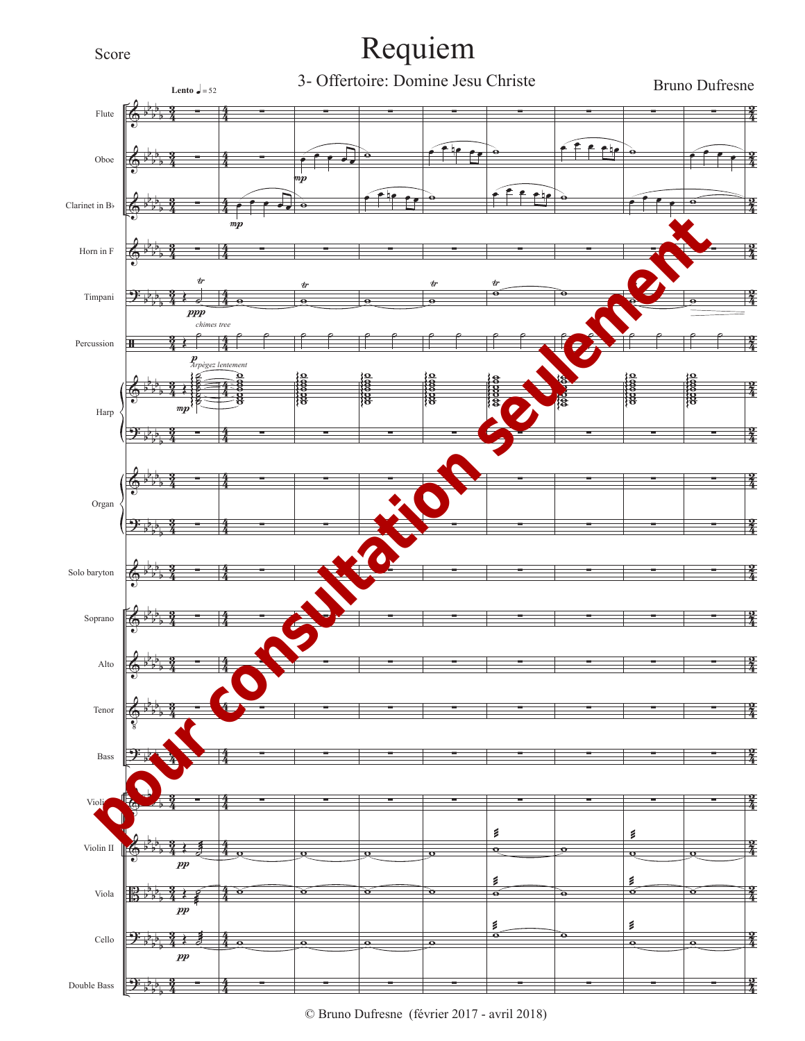Score

# Requiem

## 3- Offertoire: Domine Jesu Christe

Bruno Dufresne

© Bruno Dufresne (février 2017 - avril 2018)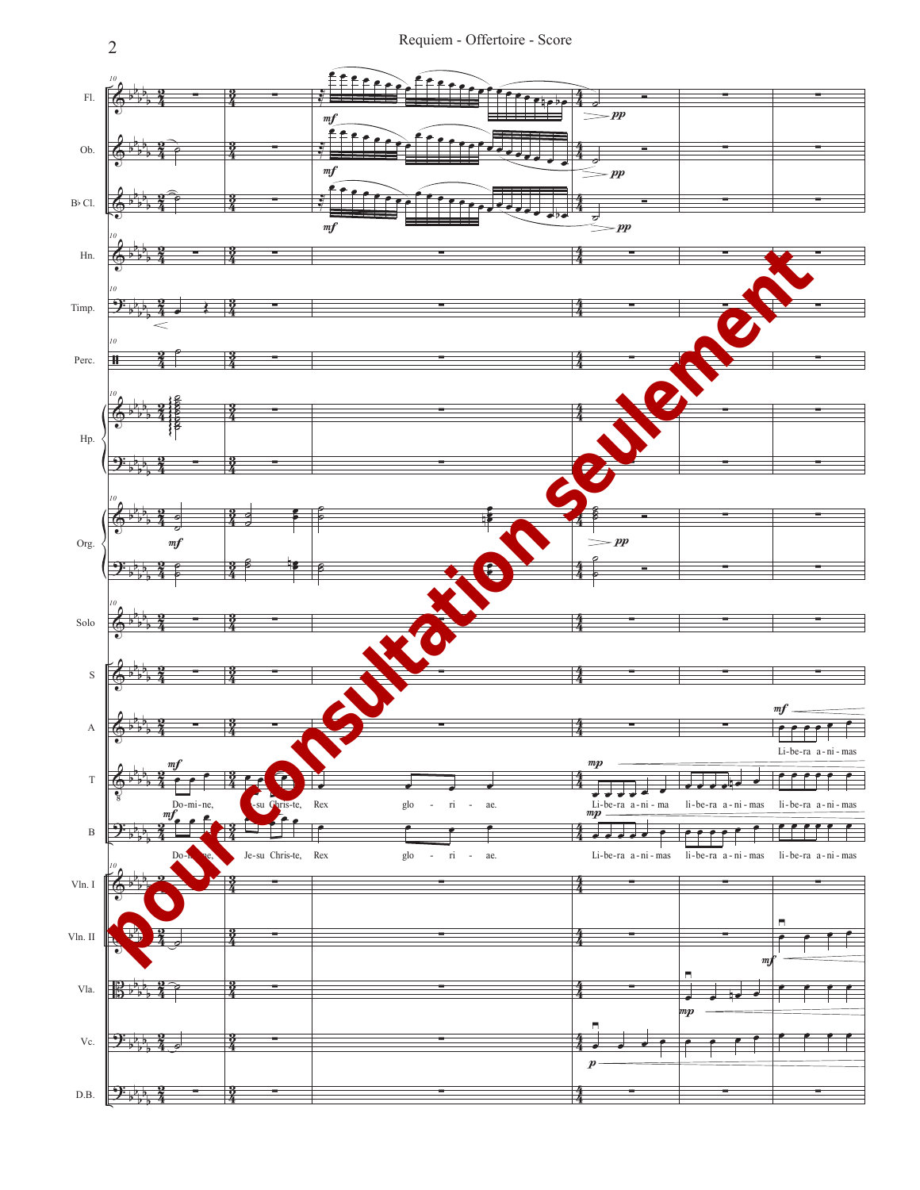Fl.
Ob.
B♭ Cl.
Hn.
Timp.
Perc.
Hp.
Org.
Solo
S
A
T
B
Vln. I
Vln. II
Vla.
Vc.
D.B.

A: Li-be-ra a-ni-mas

T: Do-mi-ne, Je-su Chris-te, Rex glo - ri - ae. Li-be-ra a-ni-ma li-be-ra a-ni-mas li-be-ra a-ni-mas

B: Do-mi-ne, Je-su Chris-te, Rex glo - ri - ae. Li-be-ra a-ni-mas li-be-ra a-ni-mas li-be-ra a-ni-mas

pour consultation seulement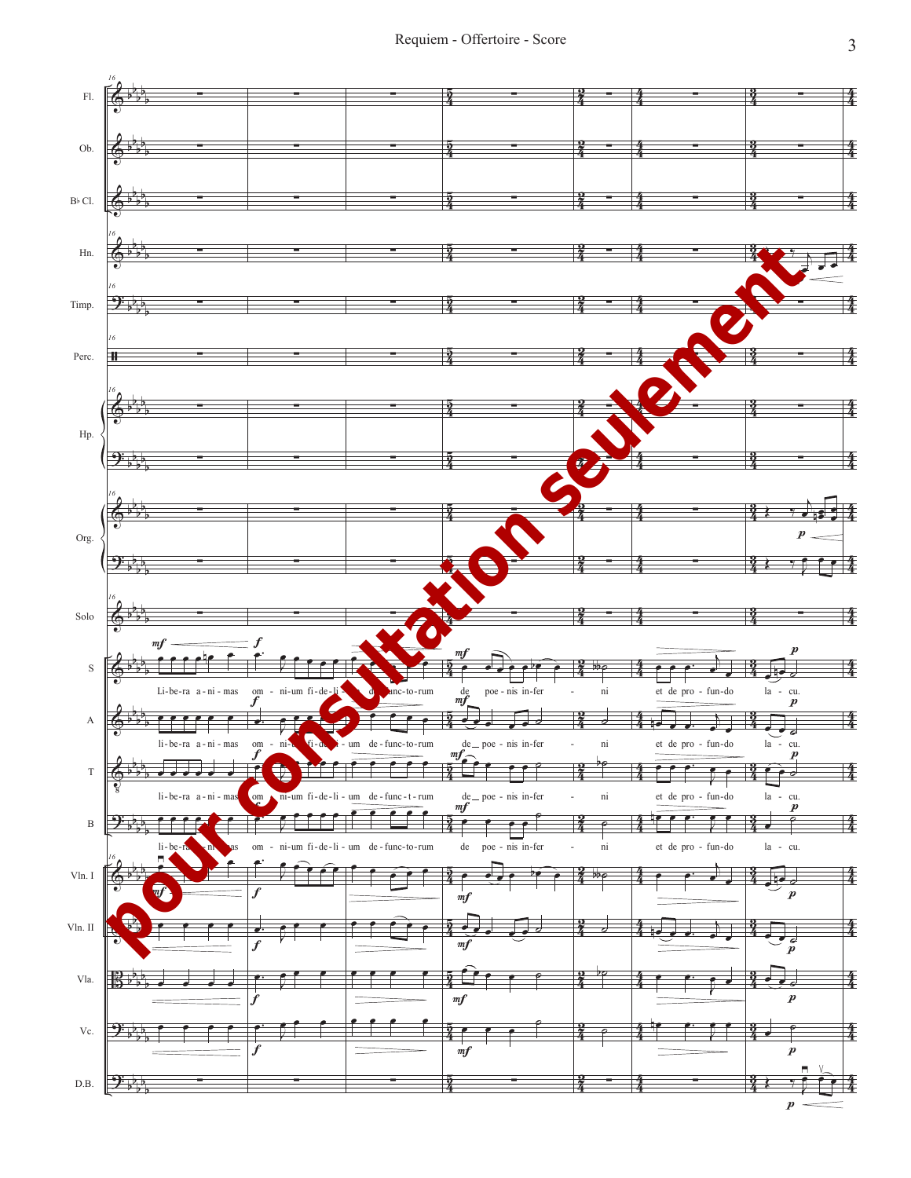Fl.

Ob.

B♭ Cl.

Hn.

Timp.

Perc.

Hp.

Org.

Solo

S — Li-be-ra a-ni-mas om - ni-um fi-de-li - um de-func-to-rum de poe - nis in-fer - ni et de pro - fun-do la - cu.

A — li-be-ra a-ni-mas om - ni-um fi-de-li - um de-func-to-rum de poe - nis in-fer - ni et de pro - fun-do la - cu.

T — li-be-ra a-ni-mas om - ni-um fi-de-li - um de-func-t-rum de poe - nis in-fer - ni et de pro - fun-do la - cu.

B — li-be-ra a-ni-mas om - ni-um fi-de-li - um de-func-to-rum de poe - nis in-fer - ni et de pro - fun-do la - cu.

Vln. I

Vln. II

Vla.

Vc.

D.B.

pour consultation seulement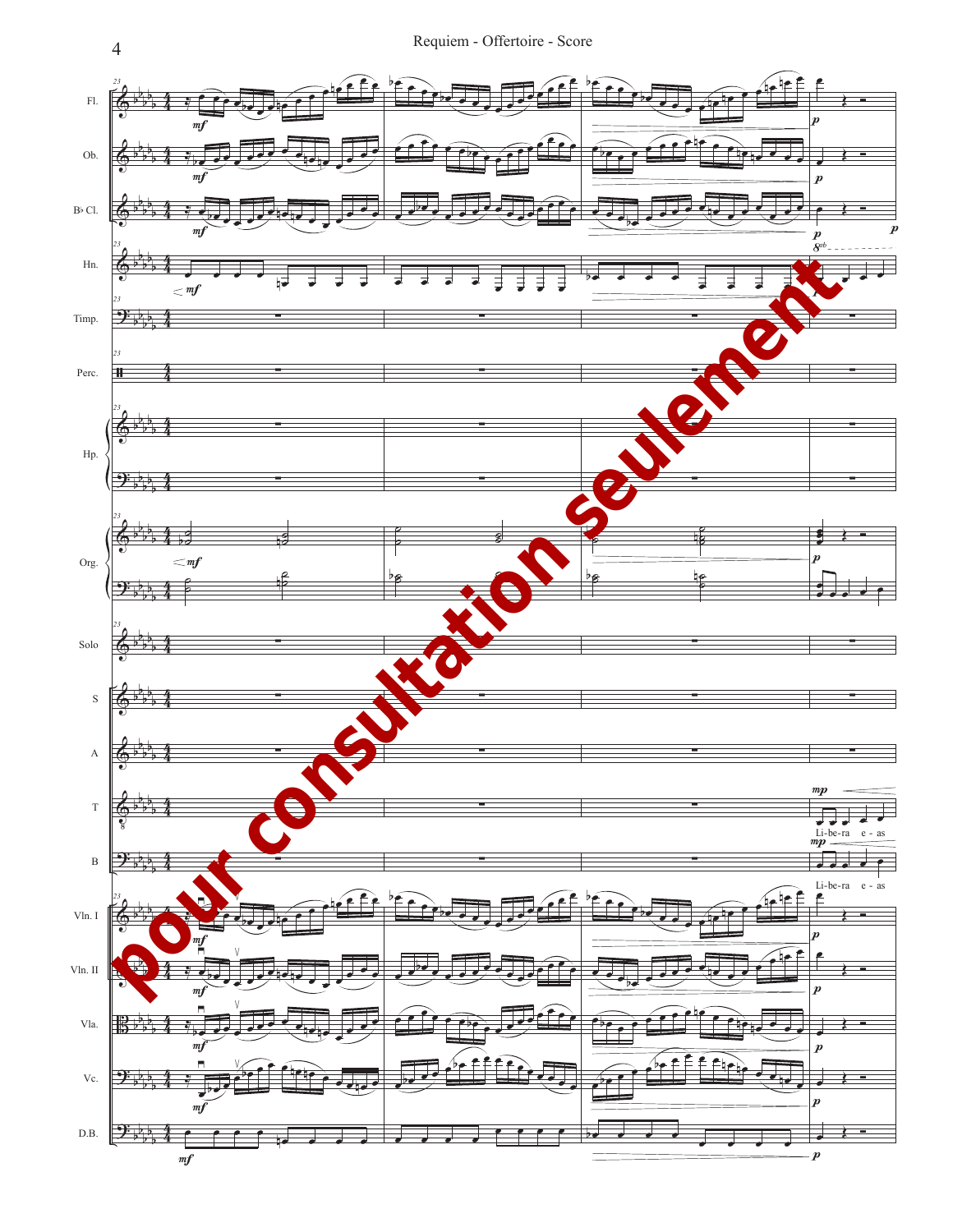Fl.

Ob.

B♭ Cl.

Hn.

Timp.

Perc.

Hp.

Org.

Solo

S

A

T

Li-be-ra e - as

B

Li-be-ra e - as

Vln. I

Vln. II

Vla.

Vc.

D.B.

pour consultation seulement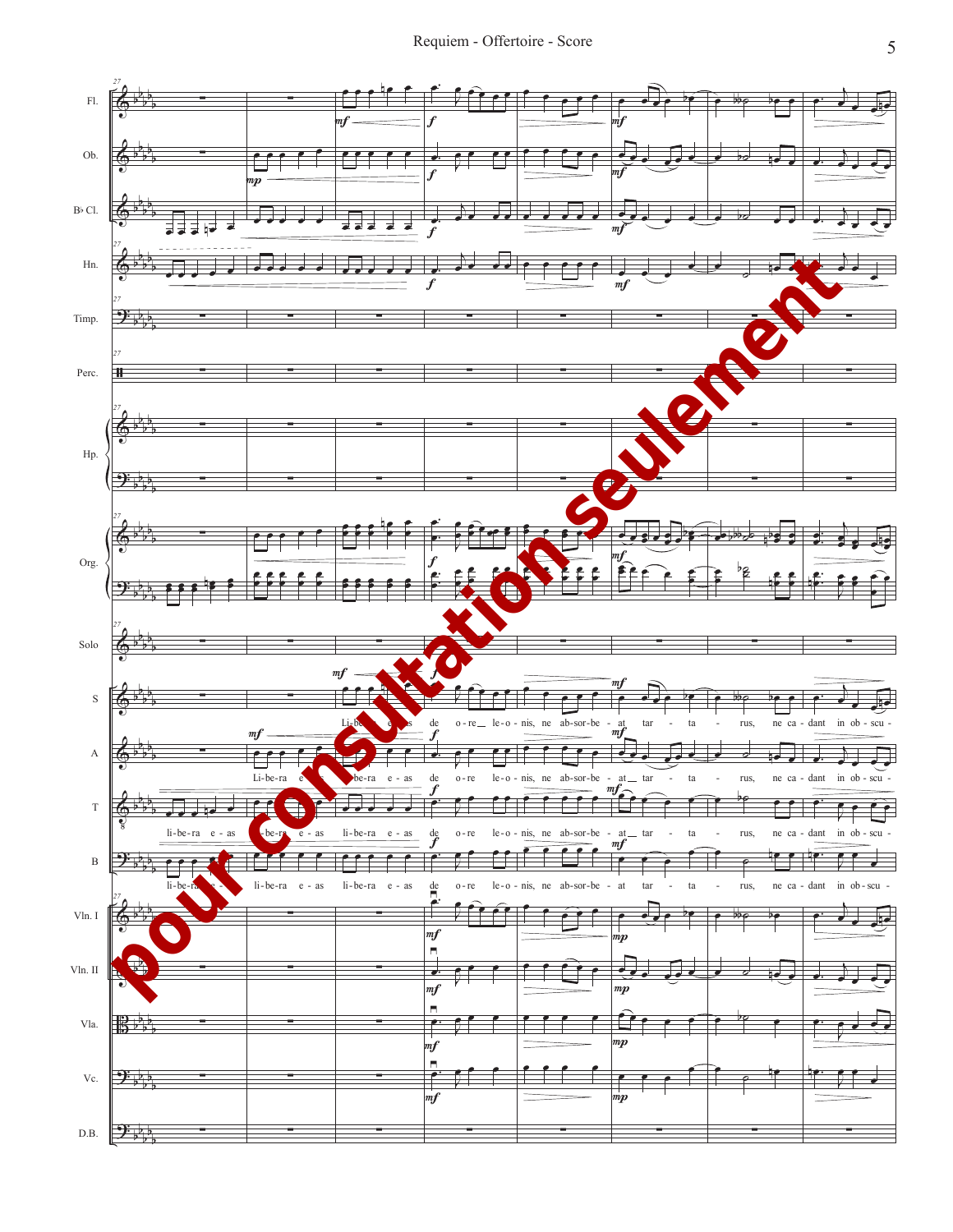pour consultation seulement

Fl., Ob., B♭ Cl., Hn., Timp., Perc., Hp., Org., Solo, S, A, T, B, Vln. I, Vln. II, Vla., Vc., D.B.

S: Li-be-ra e-as de o-re le-o-nis, ne ab-sor-be-at tar-ta-rus, ne ca-dant in ob-scu-

A: Li-be-ra e-as li-be-ra e-as de o-re le-o-nis, ne ab-sor-be-at tar-ta-rus, ne ca-dant in ob-scu-

T: li-be-ra e-as li-be-ra e-as li-be-ra e-as de o-re le-o-nis, ne ab-sor-be-at tar-ta-rus, ne ca-dant in ob-scu-

B: li-be-ra e-as li-be-ra e-as li-be-ra e-as de o-re le-o-nis, ne ab-sor-be-at tar-ta-rus, ne ca-dant in ob-scu-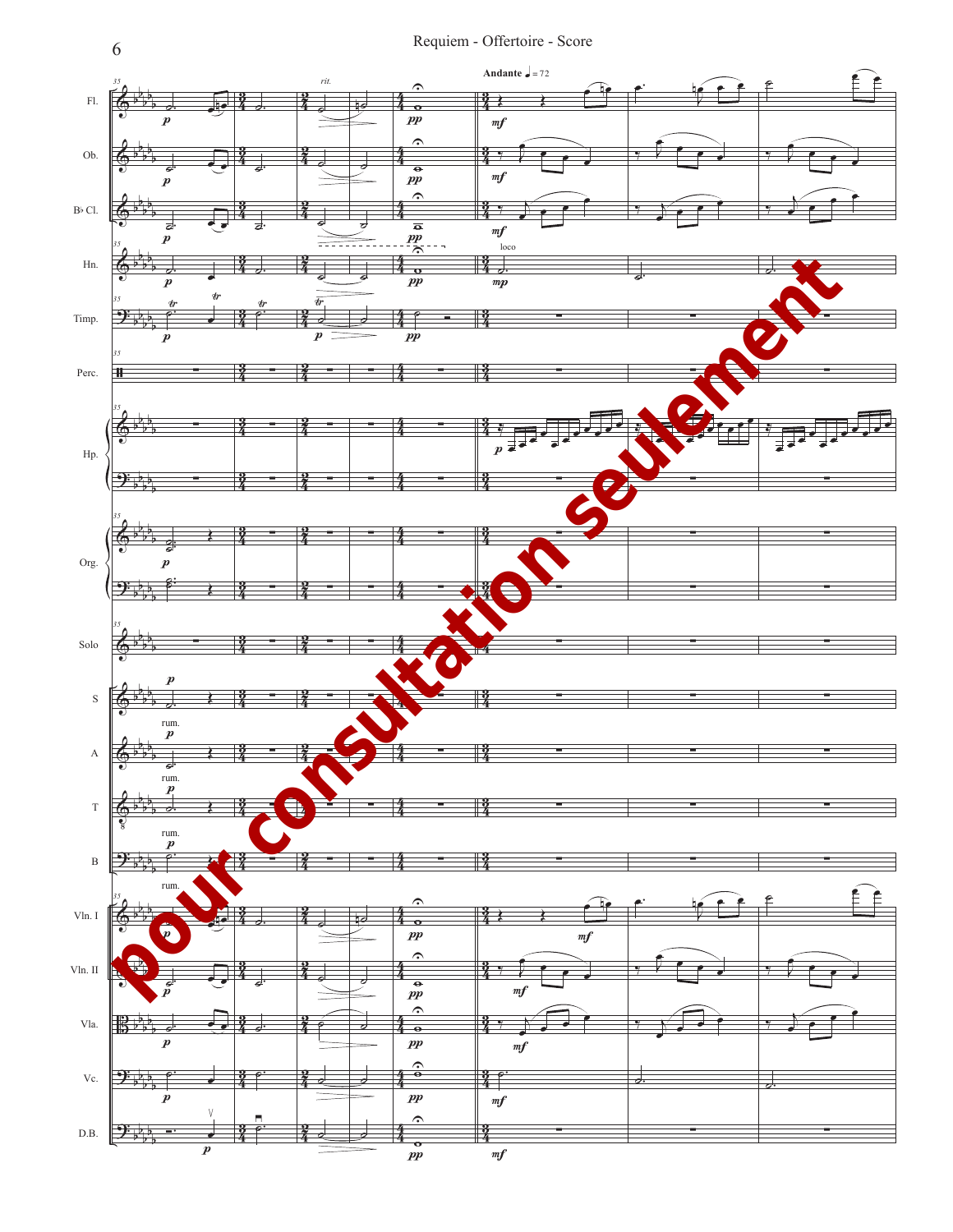Requiem - Offertoire - Score

Andante ♩ = 72

pour consultation seulement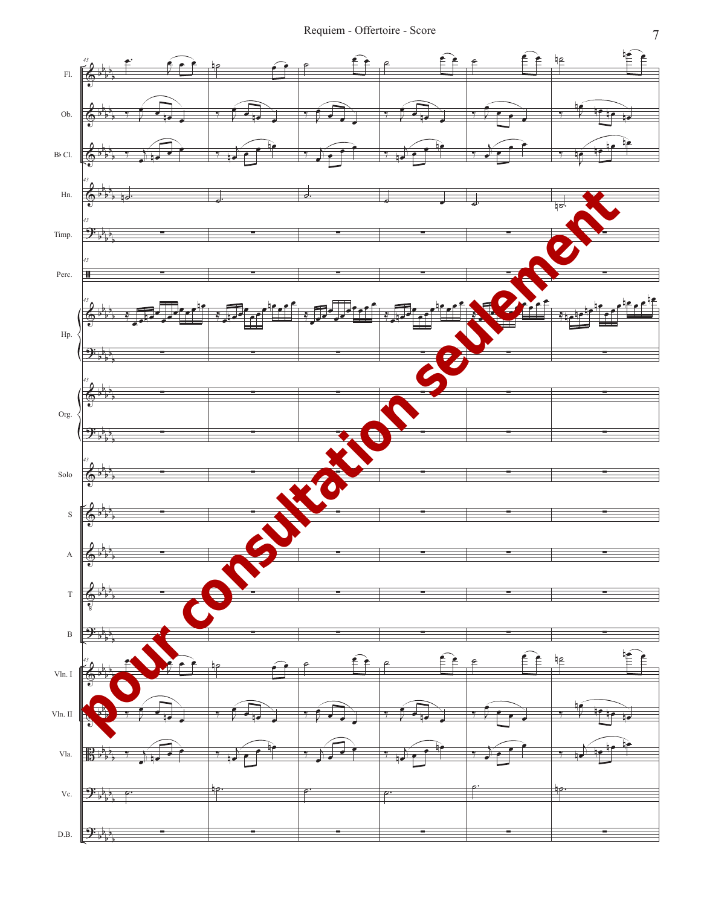Fl.

Ob.

B♭ Cl.

Hn.

Timp.

Perc.

Hp.

Org.

Solo

S

A

T

B

Vln. I

Vln. II

Vla.

Vc.

D.B.

pour consultation seulement